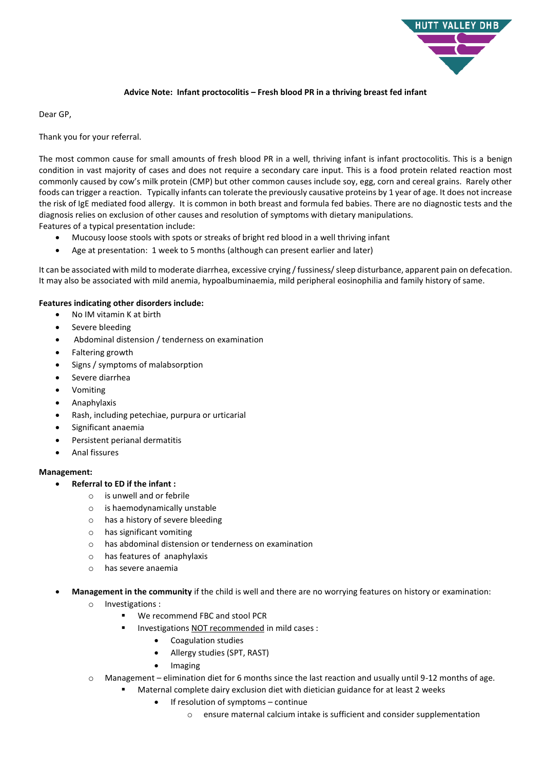**Advice Note: Infant proctocolitis – Fresh blood PR in a thriving breast fed infant**

Dear GP,

Thank you for your referral.

The most common cause for small amounts of fresh blood PR in a well, thriving infant is infant proctocolitis. This is a benign condition in vast majority of cases and does not require a secondary care input. This is a food protein related reaction most commonly caused by cow's milk protein (CMP) but other common causes include soy, egg, corn and cereal grains. Rarely other foods can trigger a reaction. Typically infants can tolerate the previously causative proteins by 1 year of age. It does not increase the risk of IgE mediated food allergy. It is common in both breast and formula fed babies. There are no diagnostic tests and the diagnosis relies on exclusion of other causes and resolution of symptoms with dietary manipulations.

Features of a typical presentation include:

- Mucousy loose stools with spots or streaks of bright red blood in a well thriving infant
- Age at presentation: 1 week to 5 months (although can present earlier and later)

It can be associated with mild to moderate diarrhea, excessive crying / fussiness/ sleep disturbance, apparent pain on defecation. It may also be associated with mild anemia, hypoalbuminaemia, mild peripheral eosinophilia and family history of same.

**Features indicating other disorders include:**

- No IM vitamin K at birth
- Severe bleeding
- Abdominal distension / tenderness on examination
- Faltering growth
- Signs / symptoms of malabsorption
- Severe diarrhea
- Vomiting
- Anaphylaxis
- Rash, including petechiae, purpura or urticarial
- Significant anaemia
- Persistent perianal dermatitis
- Anal fissures

**Management:**

- **Referral to ED if the infant :**
  - is unwell and or febrile
  - is haemodynamically unstable
  - has a history of severe bleeding
  - has significant vomiting
  - has abdominal distension or tenderness on examination
  - has features of anaphylaxis
  - has severe anaemia

- **Management in the community** if the child is well and there are no worrying features on history or examination:
  - Investigations :
    - We recommend FBC and stool PCR
    - Investigations NOT recommended in mild cases :
      - Coagulation studies
      - Allergy studies (SPT, RAST)
      - Imaging
  - Management – elimination diet for 6 months since the last reaction and usually until 9-12 months of age.
    - Maternal complete dairy exclusion diet with dietician guidance for at least 2 weeks
      - If resolution of symptoms – continue
        - ensure maternal calcium intake is sufficient and consider supplementation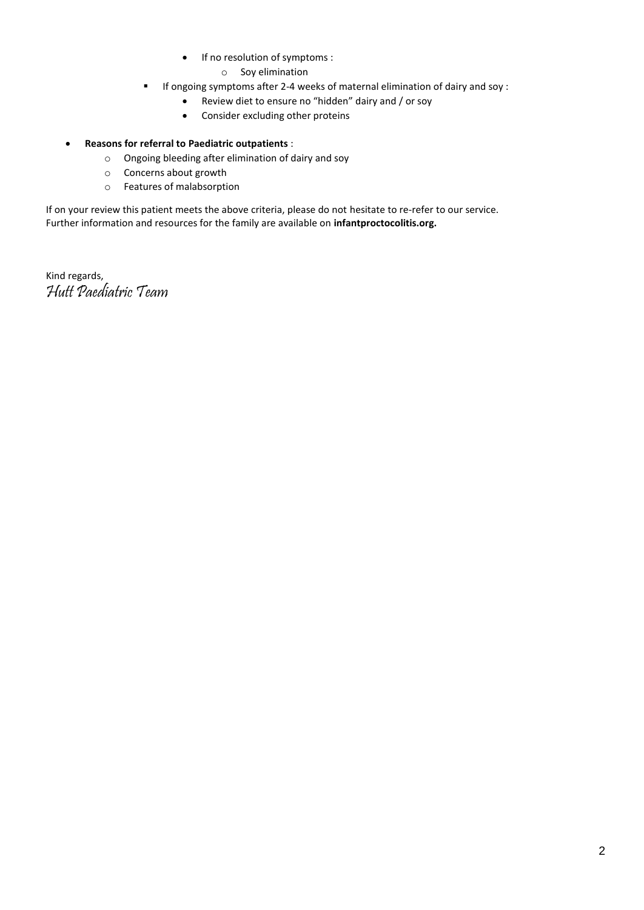- If no resolution of symptoms :
        - Soy elimination
    - If ongoing symptoms after 2-4 weeks of maternal elimination of dairy and soy :
      - Review diet to ensure no "hidden" dairy and / or soy
      - Consider excluding other proteins

- **Reasons for referral to Paediatric outpatients** :
  - Ongoing bleeding after elimination of dairy and soy
  - Concerns about growth
  - Features of malabsorption

If on your review this patient meets the above criteria, please do not hesitate to re-refer to our service.
Further information and resources for the family are available on **infantproctocolitis.org.**

Kind regards,
*Hutt Paediatric Team*